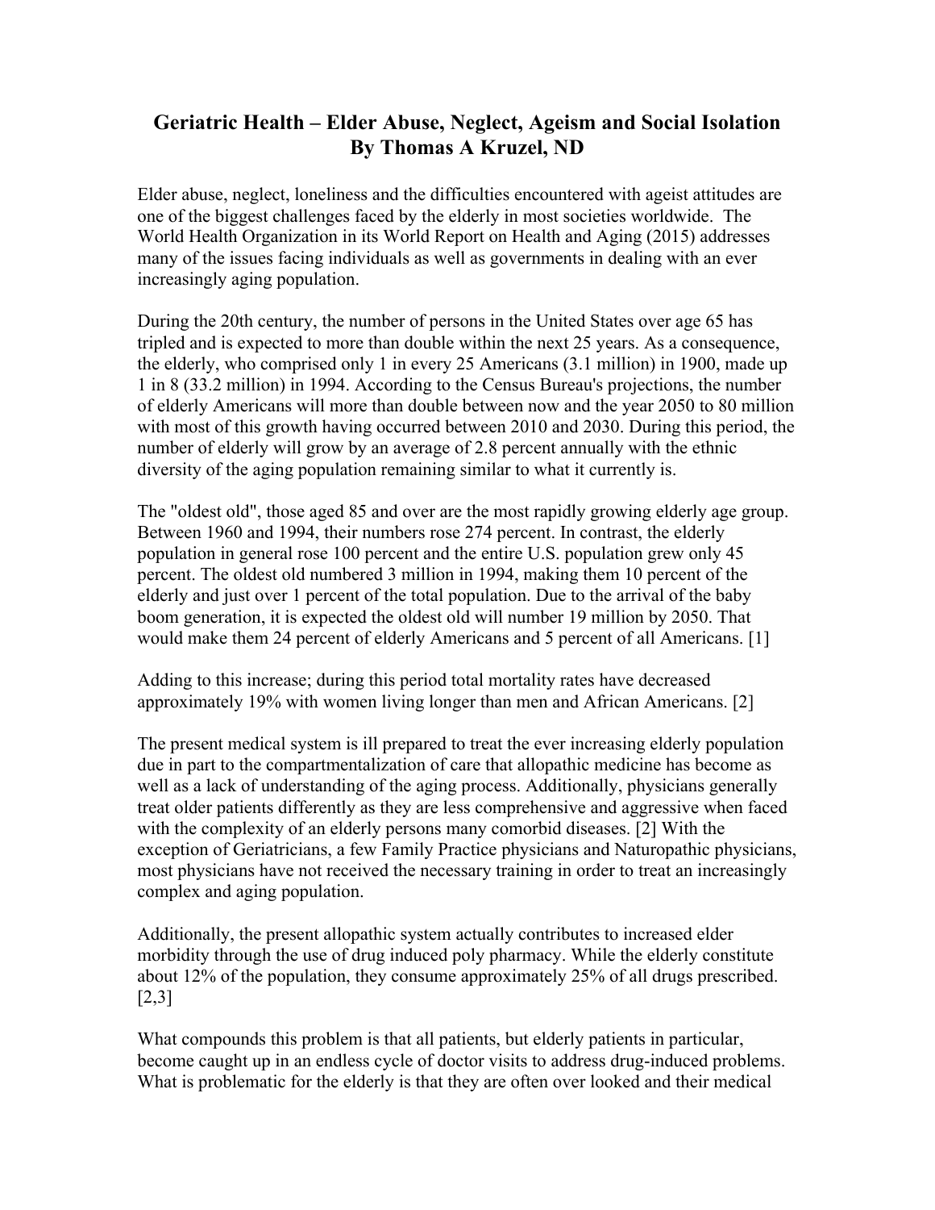# Geriatric Health – Elder Abuse, Neglect, Ageism and Social Isolation
## By Thomas A Kruzel, ND

Elder abuse, neglect, loneliness and the difficulties encountered with ageist attitudes are one of the biggest challenges faced by the elderly in most societies worldwide. The World Health Organization in its World Report on Health and Aging (2015) addresses many of the issues facing individuals as well as governments in dealing with an ever increasingly aging population.

During the 20th century, the number of persons in the United States over age 65 has tripled and is expected to more than double within the next 25 years. As a consequence, the elderly, who comprised only 1 in every 25 Americans (3.1 million) in 1900, made up 1 in 8 (33.2 million) in 1994. According to the Census Bureau's projections, the number of elderly Americans will more than double between now and the year 2050 to 80 million with most of this growth having occurred between 2010 and 2030. During this period, the number of elderly will grow by an average of 2.8 percent annually with the ethnic diversity of the aging population remaining similar to what it currently is.

The "oldest old", those aged 85 and over are the most rapidly growing elderly age group. Between 1960 and 1994, their numbers rose 274 percent. In contrast, the elderly population in general rose 100 percent and the entire U.S. population grew only 45 percent. The oldest old numbered 3 million in 1994, making them 10 percent of the elderly and just over 1 percent of the total population. Due to the arrival of the baby boom generation, it is expected the oldest old will number 19 million by 2050. That would make them 24 percent of elderly Americans and 5 percent of all Americans. [1]

Adding to this increase; during this period total mortality rates have decreased approximately 19% with women living longer than men and African Americans. [2]

The present medical system is ill prepared to treat the ever increasing elderly population due in part to the compartmentalization of care that allopathic medicine has become as well as a lack of understanding of the aging process. Additionally, physicians generally treat older patients differently as they are less comprehensive and aggressive when faced with the complexity of an elderly persons many comorbid diseases. [2] With the exception of Geriatricians, a few Family Practice physicians and Naturopathic physicians, most physicians have not received the necessary training in order to treat an increasingly complex and aging population.

Additionally, the present allopathic system actually contributes to increased elder morbidity through the use of drug induced poly pharmacy. While the elderly constitute about 12% of the population, they consume approximately 25% of all drugs prescribed. [2,3]

What compounds this problem is that all patients, but elderly patients in particular, become caught up in an endless cycle of doctor visits to address drug-induced problems. What is problematic for the elderly is that they are often over looked and their medical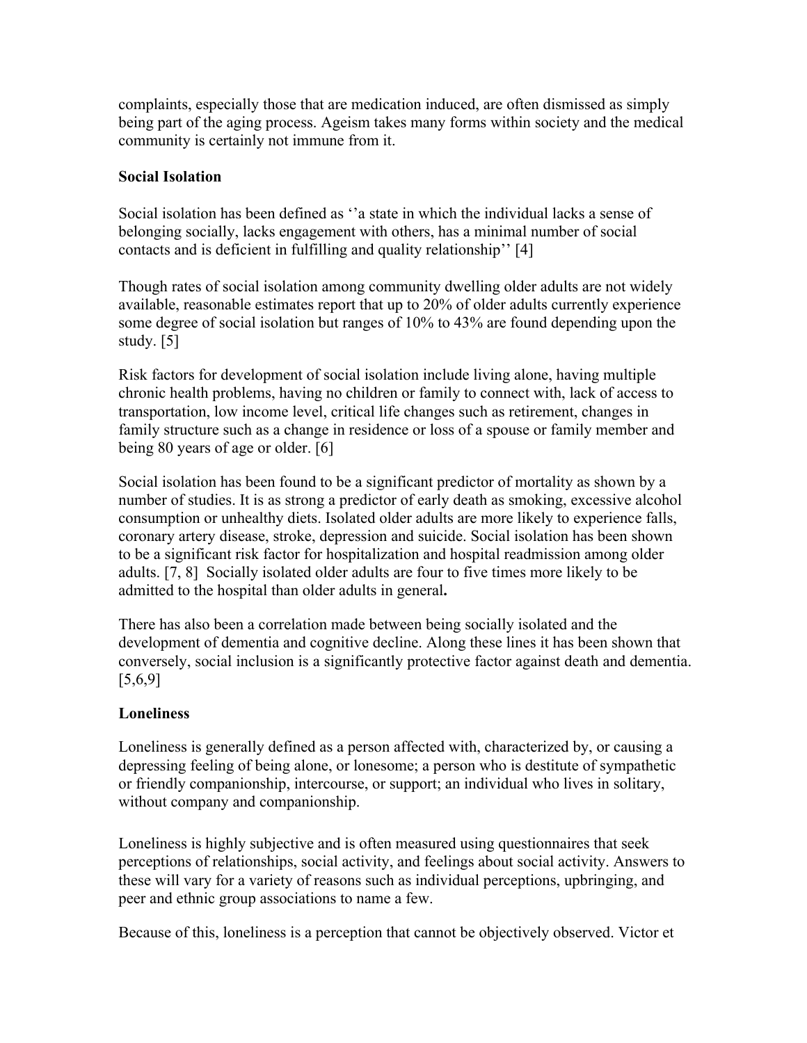complaints, especially those that are medication induced, are often dismissed as simply being part of the aging process. Ageism takes many forms within society and the medical community is certainly not immune from it.

**Social Isolation**

Social isolation has been defined as ''a state in which the individual lacks a sense of belonging socially, lacks engagement with others, has a minimal number of social contacts and is deficient in fulfilling and quality relationship'' [4]

Though rates of social isolation among community dwelling older adults are not widely available, reasonable estimates report that up to 20% of older adults currently experience some degree of social isolation but ranges of 10% to 43% are found depending upon the study. [5]

Risk factors for development of social isolation include living alone, having multiple chronic health problems, having no children or family to connect with, lack of access to transportation, low income level, critical life changes such as retirement, changes in family structure such as a change in residence or loss of a spouse or family member and being 80 years of age or older. [6]

Social isolation has been found to be a significant predictor of mortality as shown by a number of studies. It is as strong a predictor of early death as smoking, excessive alcohol consumption or unhealthy diets. Isolated older adults are more likely to experience falls, coronary artery disease, stroke, depression and suicide. Social isolation has been shown to be a significant risk factor for hospitalization and hospital readmission among older adults. [7, 8] Socially isolated older adults are four to five times more likely to be admitted to the hospital than older adults in general**.**

There has also been a correlation made between being socially isolated and the development of dementia and cognitive decline. Along these lines it has been shown that conversely, social inclusion is a significantly protective factor against death and dementia. [5,6,9]

**Loneliness**

Loneliness is generally defined as a person affected with, characterized by, or causing a depressing feeling of being alone, or lonesome; a person who is destitute of sympathetic or friendly companionship, intercourse, or support; an individual who lives in solitary, without company and companionship.

Loneliness is highly subjective and is often measured using questionnaires that seek perceptions of relationships, social activity, and feelings about social activity. Answers to these will vary for a variety of reasons such as individual perceptions, upbringing, and peer and ethnic group associations to name a few.

Because of this, loneliness is a perception that cannot be objectively observed. Victor et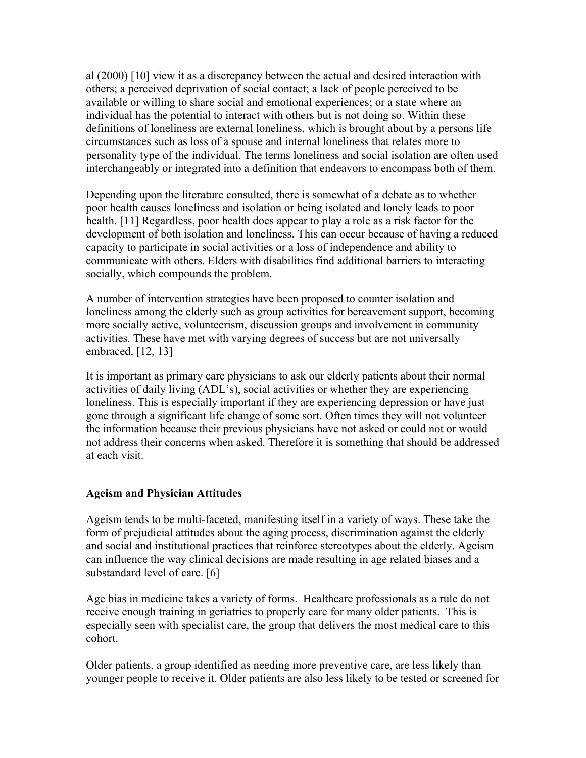al (2000) [10] view it as a discrepancy between the actual and desired interaction with others; a perceived deprivation of social contact; a lack of people perceived to be available or willing to share social and emotional experiences; or a state where an individual has the potential to interact with others but is not doing so. Within these definitions of loneliness are external loneliness, which is brought about by a persons life circumstances such as loss of a spouse and internal loneliness that relates more to personality type of the individual. The terms loneliness and social isolation are often used interchangeably or integrated into a definition that endeavors to encompass both of them.

Depending upon the literature consulted, there is somewhat of a debate as to whether poor health causes loneliness and isolation or being isolated and lonely leads to poor health. [11] Regardless, poor health does appear to play a role as a risk factor for the development of both isolation and loneliness. This can occur because of having a reduced capacity to participate in social activities or a loss of independence and ability to communicate with others. Elders with disabilities find additional barriers to interacting socially, which compounds the problem.

A number of intervention strategies have been proposed to counter isolation and loneliness among the elderly such as group activities for bereavement support, becoming more socially active, volunteerism, discussion groups and involvement in community activities. These have met with varying degrees of success but are not universally embraced. [12, 13]

It is important as primary care physicians to ask our elderly patients about their normal activities of daily living (ADL's), social activities or whether they are experiencing loneliness. This is especially important if they are experiencing depression or have just gone through a significant life change of some sort. Often times they will not volunteer the information because their previous physicians have not asked or could not or would not address their concerns when asked. Therefore it is something that should be addressed at each visit.

**Ageism and Physician Attitudes**

Ageism tends to be multi-faceted, manifesting itself in a variety of ways. These take the form of prejudicial attitudes about the aging process, discrimination against the elderly and social and institutional practices that reinforce stereotypes about the elderly. Ageism can influence the way clinical decisions are made resulting in age related biases and a substandard level of care. [6]

Age bias in medicine takes a variety of forms. Healthcare professionals as a rule do not receive enough training in geriatrics to properly care for many older patients. This is especially seen with specialist care, the group that delivers the most medical care to this cohort.

Older patients, a group identified as needing more preventive care, are less likely than younger people to receive it. Older patients are also less likely to be tested or screened for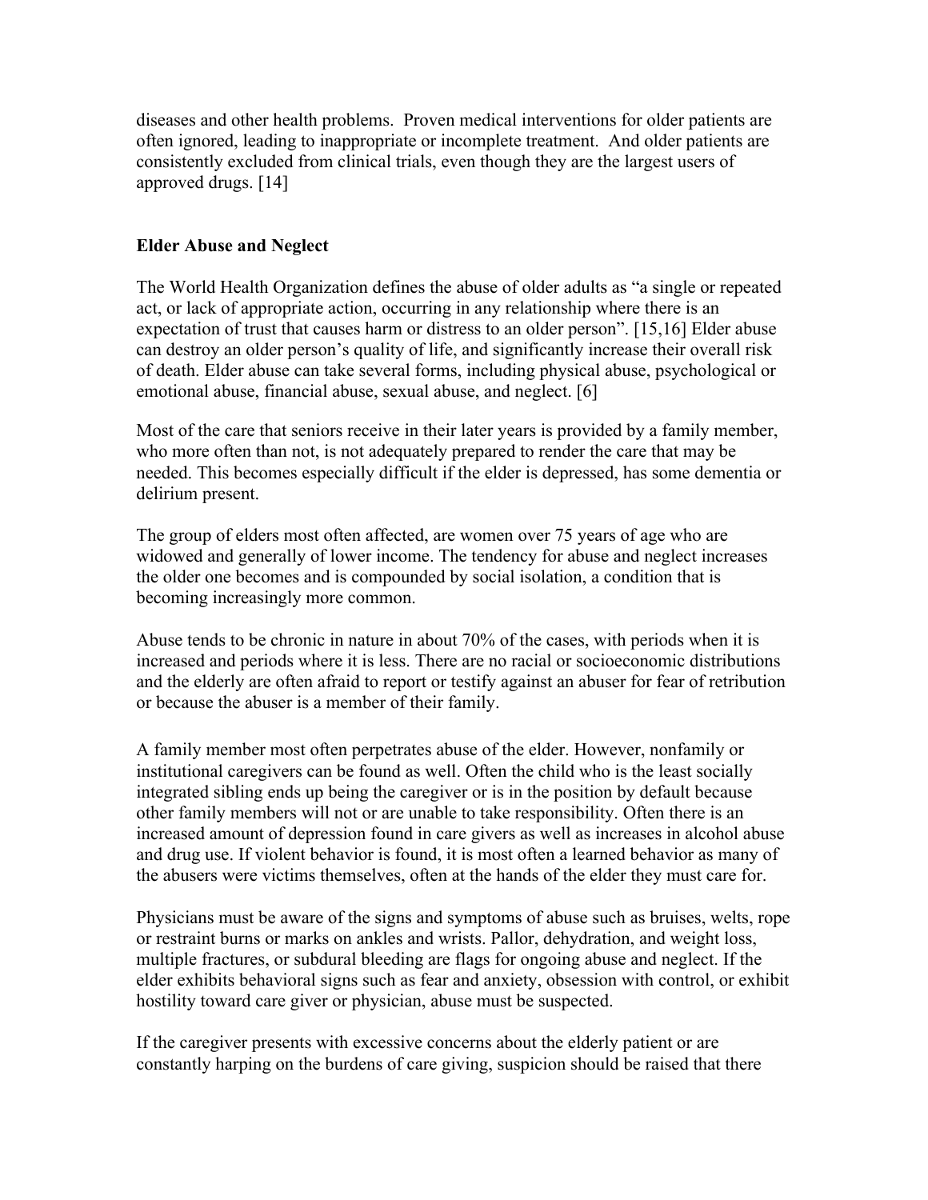diseases and other health problems. Proven medical interventions for older patients are often ignored, leading to inappropriate or incomplete treatment. And older patients are consistently excluded from clinical trials, even though they are the largest users of approved drugs. [14]

## Elder Abuse and Neglect

The World Health Organization defines the abuse of older adults as "a single or repeated act, or lack of appropriate action, occurring in any relationship where there is an expectation of trust that causes harm or distress to an older person". [15,16] Elder abuse can destroy an older person's quality of life, and significantly increase their overall risk of death. Elder abuse can take several forms, including physical abuse, psychological or emotional abuse, financial abuse, sexual abuse, and neglect. [6]

Most of the care that seniors receive in their later years is provided by a family member, who more often than not, is not adequately prepared to render the care that may be needed. This becomes especially difficult if the elder is depressed, has some dementia or delirium present.

The group of elders most often affected, are women over 75 years of age who are widowed and generally of lower income. The tendency for abuse and neglect increases the older one becomes and is compounded by social isolation, a condition that is becoming increasingly more common.

Abuse tends to be chronic in nature in about 70% of the cases, with periods when it is increased and periods where it is less. There are no racial or socioeconomic distributions and the elderly are often afraid to report or testify against an abuser for fear of retribution or because the abuser is a member of their family.

A family member most often perpetrates abuse of the elder. However, nonfamily or institutional caregivers can be found as well. Often the child who is the least socially integrated sibling ends up being the caregiver or is in the position by default because other family members will not or are unable to take responsibility. Often there is an increased amount of depression found in care givers as well as increases in alcohol abuse and drug use. If violent behavior is found, it is most often a learned behavior as many of the abusers were victims themselves, often at the hands of the elder they must care for.

Physicians must be aware of the signs and symptoms of abuse such as bruises, welts, rope or restraint burns or marks on ankles and wrists. Pallor, dehydration, and weight loss, multiple fractures, or subdural bleeding are flags for ongoing abuse and neglect. If the elder exhibits behavioral signs such as fear and anxiety, obsession with control, or exhibit hostility toward care giver or physician, abuse must be suspected.

If the caregiver presents with excessive concerns about the elderly patient or are constantly harping on the burdens of care giving, suspicion should be raised that there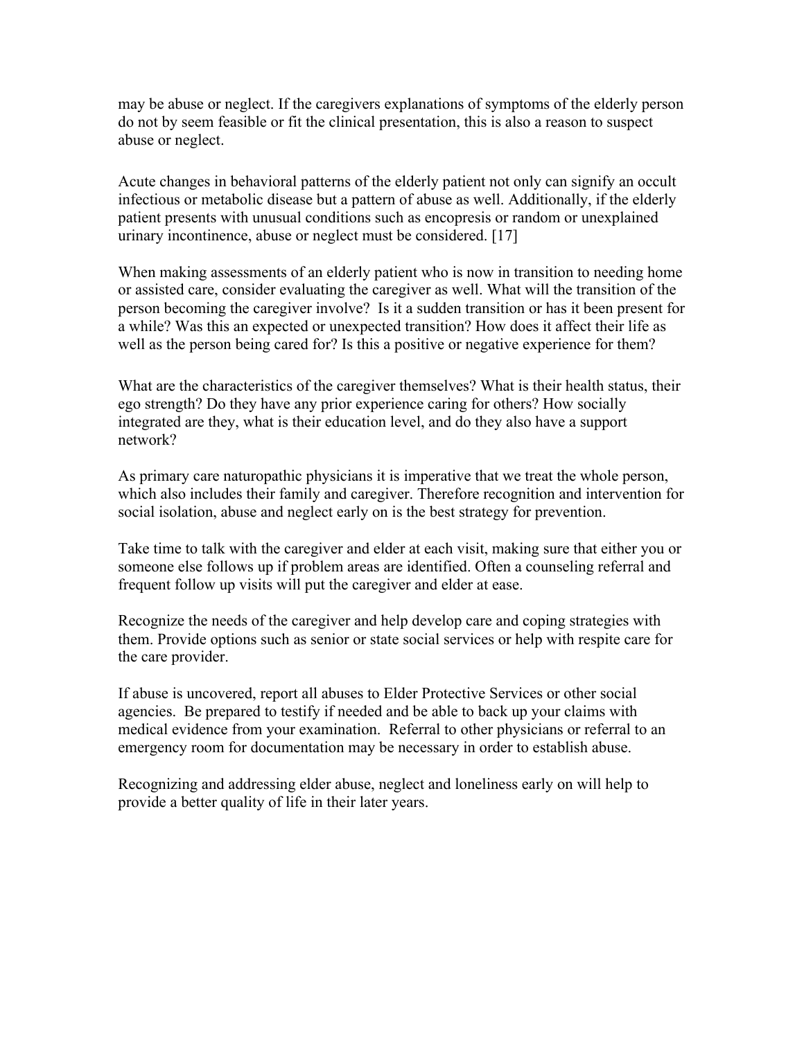may be abuse or neglect. If the caregivers explanations of symptoms of the elderly person do not by seem feasible or fit the clinical presentation, this is also a reason to suspect abuse or neglect.

Acute changes in behavioral patterns of the elderly patient not only can signify an occult infectious or metabolic disease but a pattern of abuse as well. Additionally, if the elderly patient presents with unusual conditions such as encopresis or random or unexplained urinary incontinence, abuse or neglect must be considered. [17]

When making assessments of an elderly patient who is now in transition to needing home or assisted care, consider evaluating the caregiver as well. What will the transition of the person becoming the caregiver involve? Is it a sudden transition or has it been present for a while? Was this an expected or unexpected transition? How does it affect their life as well as the person being cared for? Is this a positive or negative experience for them?

What are the characteristics of the caregiver themselves? What is their health status, their ego strength? Do they have any prior experience caring for others? How socially integrated are they, what is their education level, and do they also have a support network?

As primary care naturopathic physicians it is imperative that we treat the whole person, which also includes their family and caregiver. Therefore recognition and intervention for social isolation, abuse and neglect early on is the best strategy for prevention.

Take time to talk with the caregiver and elder at each visit, making sure that either you or someone else follows up if problem areas are identified. Often a counseling referral and frequent follow up visits will put the caregiver and elder at ease.

Recognize the needs of the caregiver and help develop care and coping strategies with them. Provide options such as senior or state social services or help with respite care for the care provider.

If abuse is uncovered, report all abuses to Elder Protective Services or other social agencies. Be prepared to testify if needed and be able to back up your claims with medical evidence from your examination. Referral to other physicians or referral to an emergency room for documentation may be necessary in order to establish abuse.

Recognizing and addressing elder abuse, neglect and loneliness early on will help to provide a better quality of life in their later years.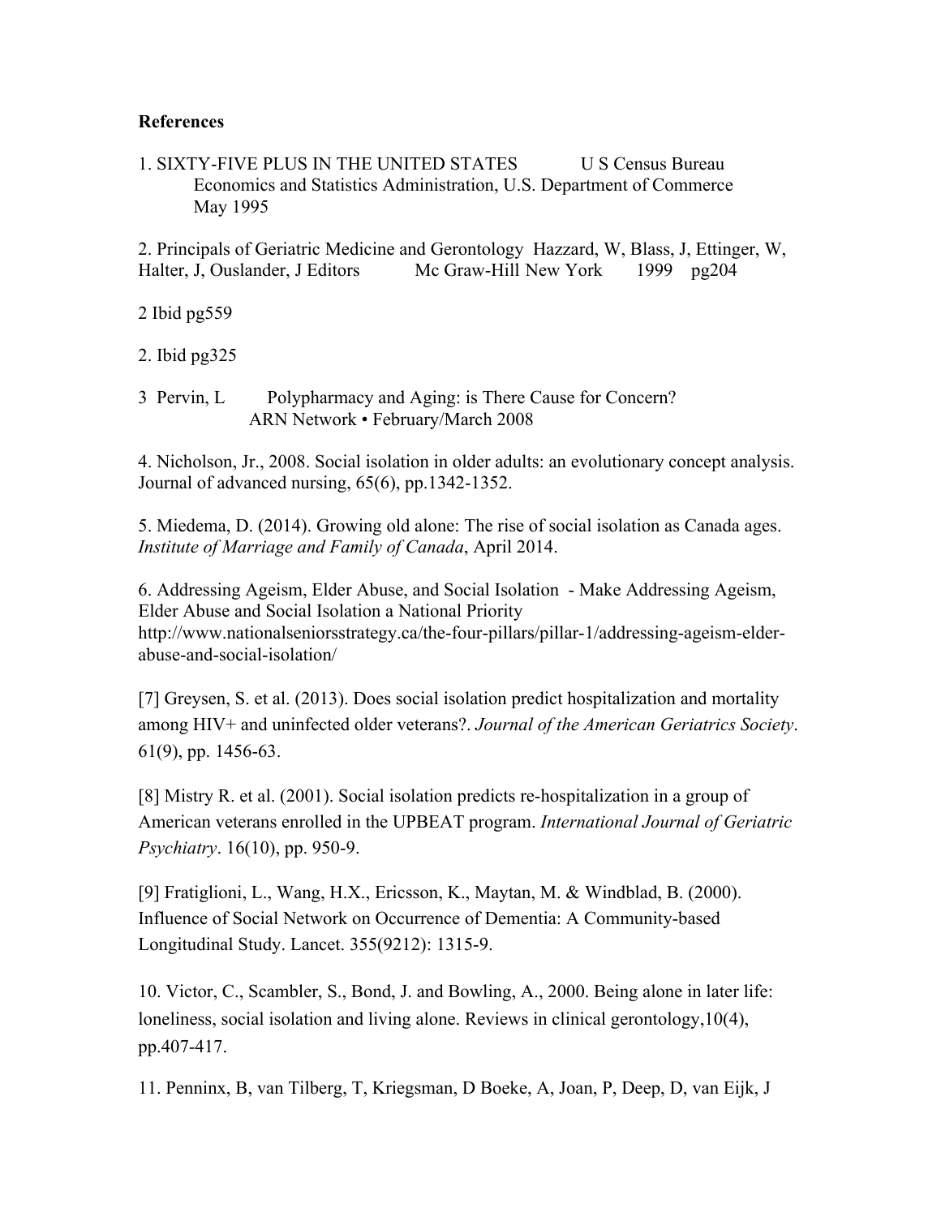**References**

1. SIXTY-FIVE PLUS IN THE UNITED STATES U S Census Bureau Economics and Statistics Administration, U.S. Department of Commerce May 1995

2. Principals of Geriatric Medicine and Gerontology Hazzard, W, Blass, J, Ettinger, W, Halter, J, Ouslander, J Editors Mc Graw-Hill New York 1999 pg204

2 Ibid pg559

2. Ibid pg325

3 Pervin, L Polypharmacy and Aging: is There Cause for Concern? ARN Network • February/March 2008

4. Nicholson, Jr., 2008. Social isolation in older adults: an evolutionary concept analysis. Journal of advanced nursing, 65(6), pp.1342-1352.

5. Miedema, D. (2014). Growing old alone: The rise of social isolation as Canada ages. *Institute of Marriage and Family of Canada*, April 2014.

6. Addressing Ageism, Elder Abuse, and Social Isolation - Make Addressing Ageism, Elder Abuse and Social Isolation a National Priority http://www.nationalseniorsstrategy.ca/the-four-pillars/pillar-1/addressing-ageism-elder-abuse-and-social-isolation/

[7] Greysen, S. et al. (2013). Does social isolation predict hospitalization and mortality among HIV+ and uninfected older veterans?. *Journal of the American Geriatrics Society*. 61(9), pp. 1456-63.

[8] Mistry R. et al. (2001). Social isolation predicts re-hospitalization in a group of American veterans enrolled in the UPBEAT program. *International Journal of Geriatric Psychiatry*. 16(10), pp. 950-9.

[9] Fratiglioni, L., Wang, H.X., Ericsson, K., Maytan, M. & Windblad, B. (2000). Influence of Social Network on Occurrence of Dementia: A Community-based Longitudinal Study. Lancet. 355(9212): 1315-9.

10. Victor, C., Scambler, S., Bond, J. and Bowling, A., 2000. Being alone in later life: loneliness, social isolation and living alone. Reviews in clinical gerontology,10(4), pp.407-417.

11. Penninx, B, van Tilberg, T, Kriegsman, D Boeke, A, Joan, P, Deep, D, van Eijk, J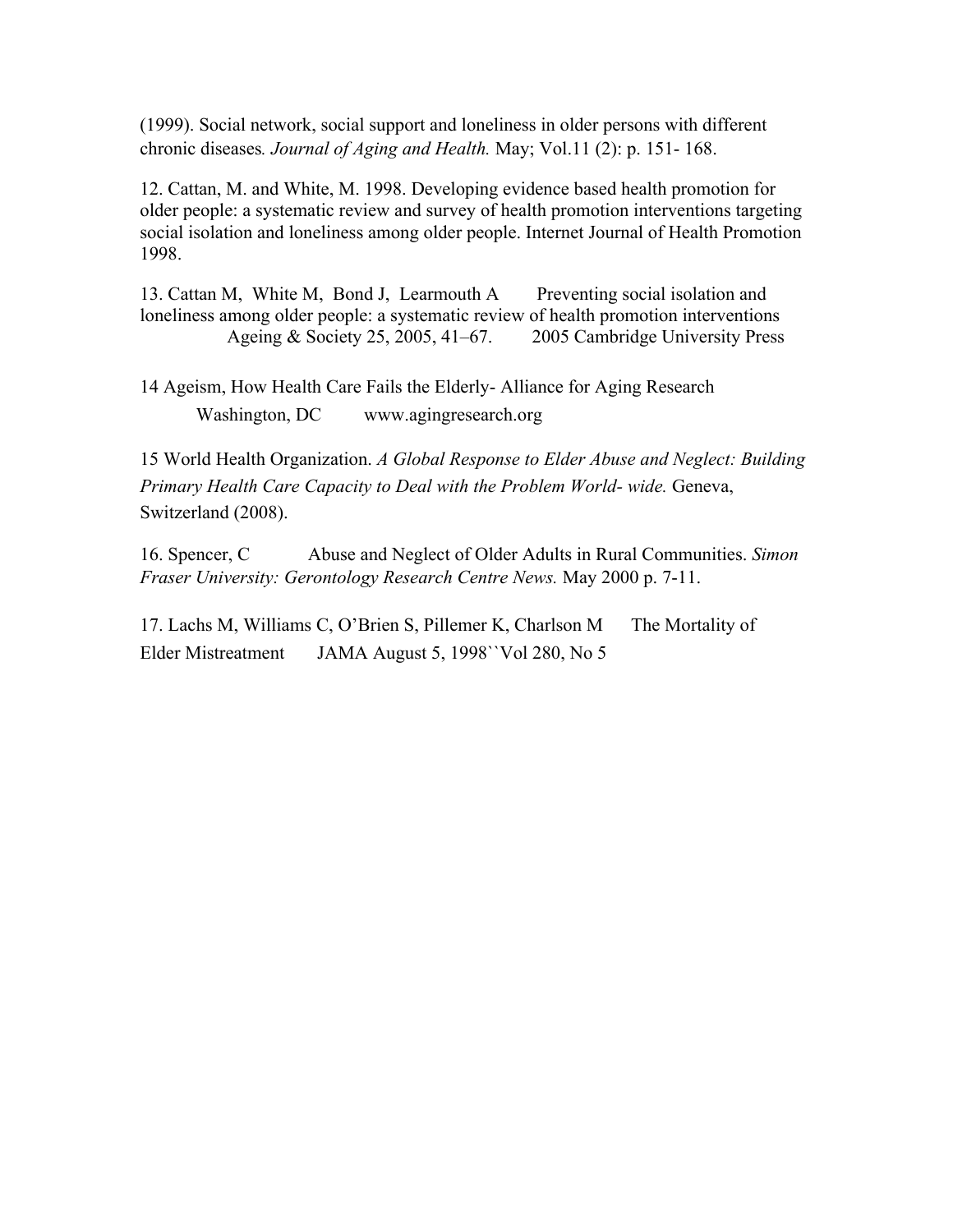(1999). Social network, social support and loneliness in older persons with different chronic diseases*.* *Journal of Aging and Health.* May; Vol.11 (2): p. 151- 168.

12. Cattan, M. and White, M. 1998. Developing evidence based health promotion for older people: a systematic review and survey of health promotion interventions targeting social isolation and loneliness among older people. Internet Journal of Health Promotion 1998.

13. Cattan M, White M, Bond J, Learmouth A Preventing social isolation and loneliness among older people: a systematic review of health promotion interventions Ageing & Society 25, 2005, 41–67. 2005 Cambridge University Press

14 Ageism, How Health Care Fails the Elderly- Alliance for Aging Research Washington, DC www.agingresearch.org

15 World Health Organization. *A Global Response to Elder Abuse and Neglect: Building Primary Health Care Capacity to Deal with the Problem World- wide.* Geneva, Switzerland (2008).

16. Spencer, C Abuse and Neglect of Older Adults in Rural Communities. *Simon Fraser University: Gerontology Research Centre News.* May 2000 p. 7-11.

17. Lachs M, Williams C, O'Brien S, Pillemer K, Charlson M The Mortality of Elder Mistreatment JAMA August 5, 1998``Vol 280, No 5